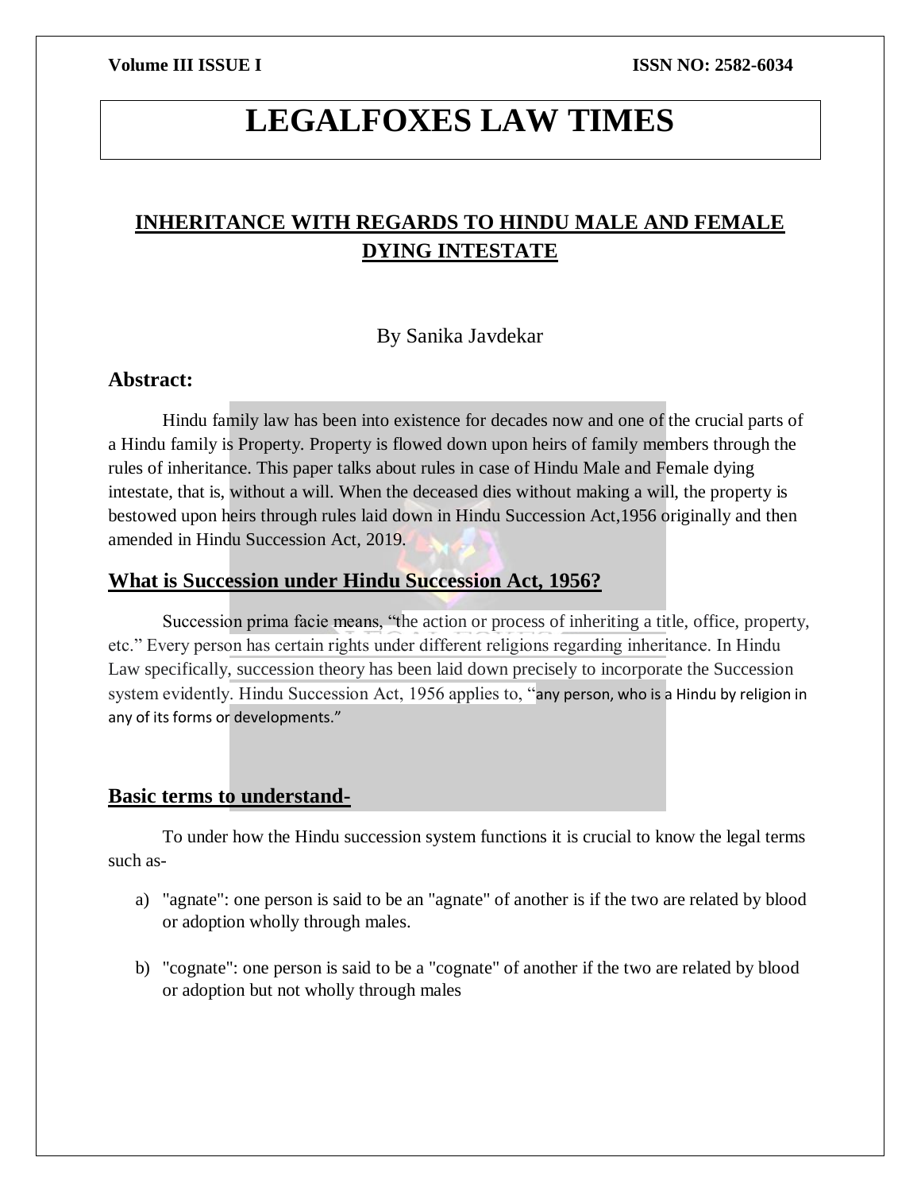# LEGALFOXES LAW TIMES

## INHERITANCE WITH REGARDS TO HINDU MALE AND FEMALE DYING INTESTATE

By Sanika Javdekar

### Abstract:

Hindu family law has been into existence for decades now and one of the crucial parts of a Hindu family is Property. Property is flowed down upon heirs of family members through the rules of inheritance. This paper talks about rules in case of Hindu Male and Female dying intestate, that is, without a will. When the deceased dies without making a will, the property is bestowed upon heirs through rules laid down in Hindu Succession Act,1956 originally and then amended in Hindu Succession Act, 2019.

### What is Succession under Hindu Succession Act, 1956?

Succession prima facie means, "the action or process of inheriting a title, office, property, etc." Every person has certain rights under different religions regarding inheritance. In Hindu Law specifically, succession theory has been laid down precisely to incorporate the Succession system evidently. Hindu Succession Act, 1956 applies to, "any person, who is a Hindu by religion in any of its forms or developments."

### Basic terms to understand-

To under how the Hindu succession system functions it is crucial to know the legal terms such as-

a) "agnate": one person is said to be an "agnate" of another is if the two are related by blood or adoption wholly through males.

b) "cognate": one person is said to be a "cognate" of another if the two are related by blood or adoption but not wholly through males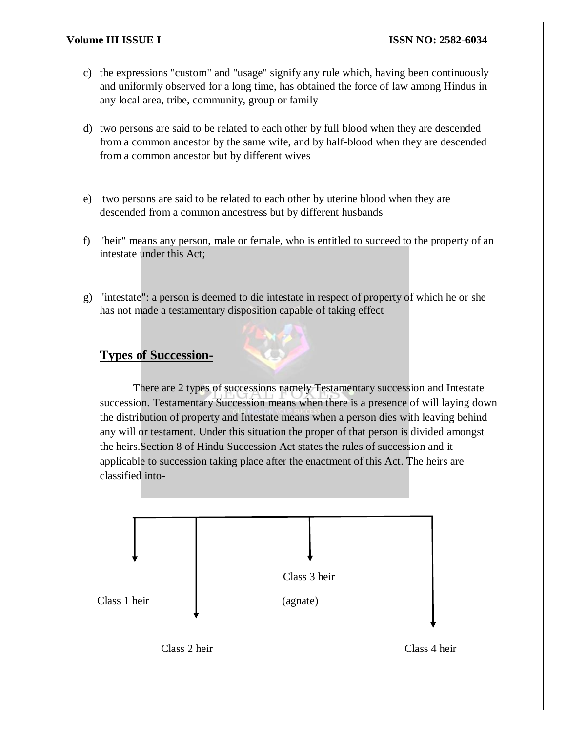c) the expressions "custom" and "usage" signify any rule which, having been continuously and uniformly observed for a long time, has obtained the force of law among Hindus in any local area, tribe, community, group or family

d) two persons are said to be related to each other by full blood when they are descended from a common ancestor by the same wife, and by half-blood when they are descended from a common ancestor but by different wives

e) two persons are said to be related to each other by uterine blood when they are descended from a common ancestress but by different husbands

f) "heir" means any person, male or female, who is entitled to succeed to the property of an intestate under this Act;

g) "intestate": a person is deemed to die intestate in respect of property of which he or she has not made a testamentary disposition capable of taking effect

## Types of Succession-

There are 2 types of successions namely Testamentary succession and Intestate succession. Testamentary Succession means when there is a presence of will laying down the distribution of property and Intestate means when a person dies with leaving behind any will or testament. Under this situation the proper of that person is divided amongst the heirs.Section 8 of Hindu Succession Act states the rules of succession and it applicable to succession taking place after the enactment of this Act. The heirs are classified into-

- Class 1 heir
- Class 2 heir
- Class 3 heir (agnate)
- Class 4 heir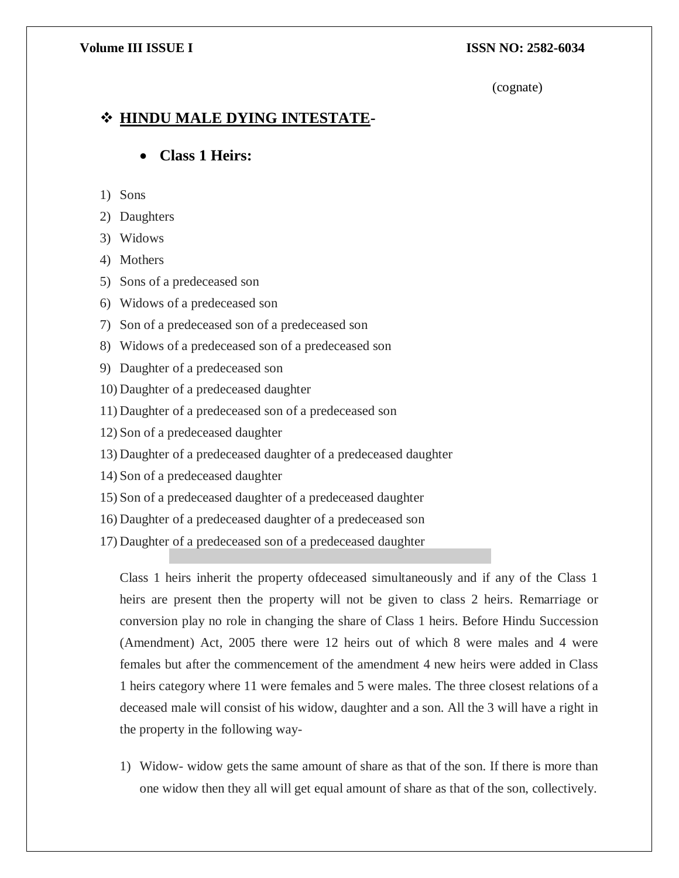(cognate)

## ❖ HINDU MALE DYING INTESTATE-

- **Class 1 Heirs:**

1) Sons
2) Daughters
3) Widows
4) Mothers
5) Sons of a predeceased son
6) Widows of a predeceased son
7) Son of a predeceased son of a predeceased son
8) Widows of a predeceased son of a predeceased son
9) Daughter of a predeceased son
10) Daughter of a predeceased daughter
11) Daughter of a predeceased son of a predeceased son
12) Son of a predeceased daughter
13) Daughter of a predeceased daughter of a predeceased daughter
14) Son of a predeceased daughter
15) Son of a predeceased daughter of a predeceased daughter
16) Daughter of a predeceased daughter of a predeceased son
17) Daughter of a predeceased son of a predeceased daughter

Class 1 heirs inherit the property ofdeceased simultaneously and if any of the Class 1 heirs are present then the property will not be given to class 2 heirs. Remarriage or conversion play no role in changing the share of Class 1 heirs. Before Hindu Succession (Amendment) Act, 2005 there were 12 heirs out of which 8 were males and 4 were females but after the commencement of the amendment 4 new heirs were added in Class 1 heirs category where 11 were females and 5 were males. The three closest relations of a deceased male will consist of his widow, daughter and a son. All the 3 will have a right in the property in the following way-

1) Widow- widow gets the same amount of share as that of the son. If there is more than one widow then they all will get equal amount of share as that of the son, collectively.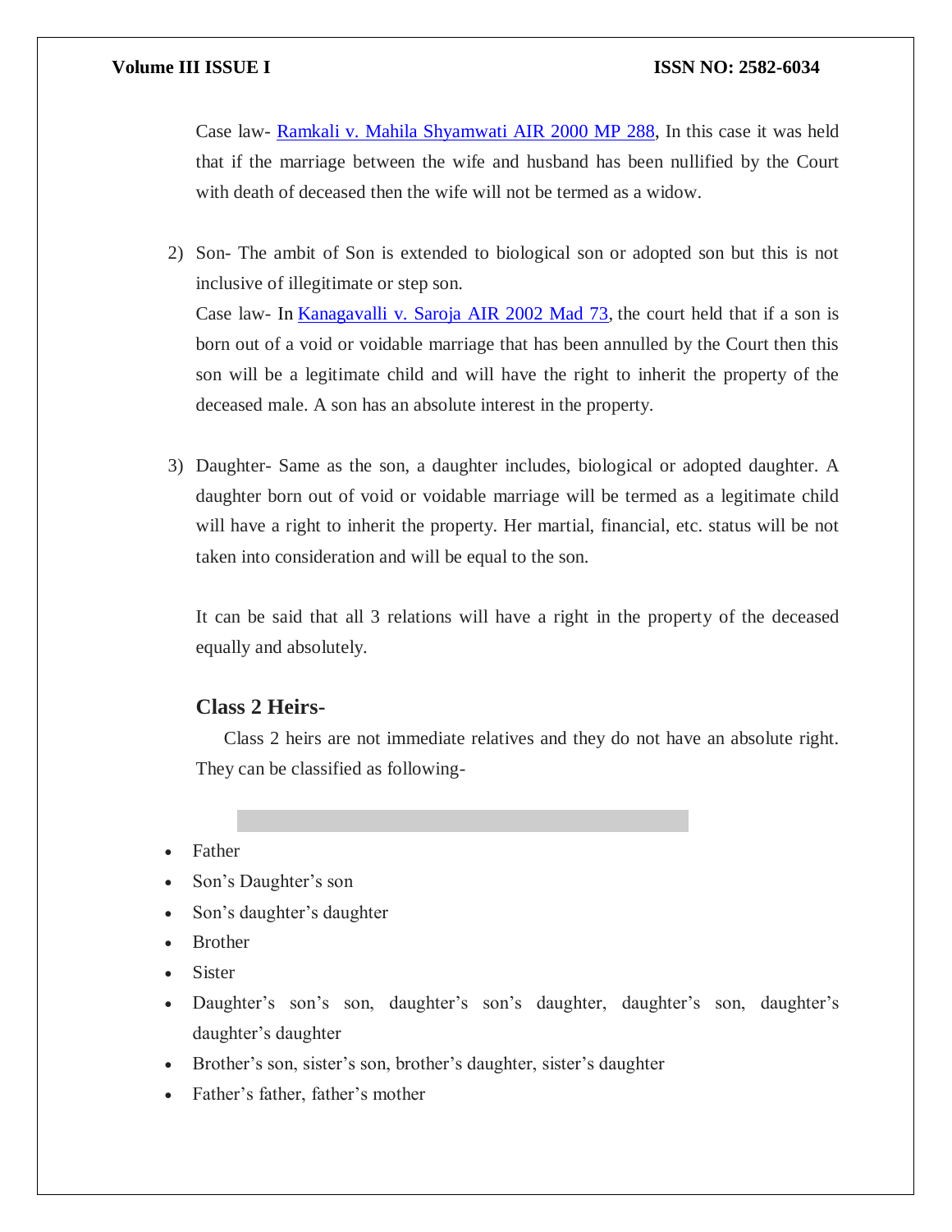Case law- [Ramkali v. Mahila Shyamwati AIR 2000 MP 288](), In this case it was held that if the marriage between the wife and husband has been nullified by the Court with death of deceased then the wife will not be termed as a widow.

2) Son- The ambit of Son is extended to biological son or adopted son but this is not inclusive of illegitimate or step son.
   Case law- In [Kanagavalli v. Saroja AIR 2002 Mad 73](), the court held that if a son is born out of a void or voidable marriage that has been annulled by the Court then this son will be a legitimate child and will have the right to inherit the property of the deceased male. A son has an absolute interest in the property.

3) Daughter- Same as the son, a daughter includes, biological or adopted daughter. A daughter born out of void or voidable marriage will be termed as a legitimate child will have a right to inherit the property. Her martial, financial, etc. status will be not taken into consideration and will be equal to the son.

   It can be said that all 3 relations will have a right in the property of the deceased equally and absolutely.

### Class 2 Heirs-

Class 2 heirs are not immediate relatives and they do not have an absolute right. They can be classified as following-

- Father
- Son's Daughter's son
- Son's daughter's daughter
- Brother
- Sister
- Daughter's son's son, daughter's son's daughter, daughter's son, daughter's daughter's daughter
- Brother's son, sister's son, brother's daughter, sister's daughter
- Father's father, father's mother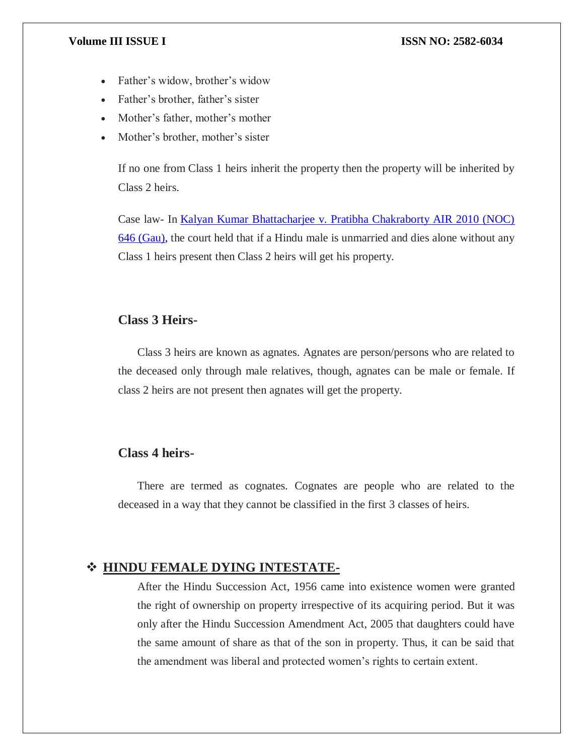- Father's widow, brother's widow
- Father's brother, father's sister
- Mother's father, mother's mother
- Mother's brother, mother's sister

If no one from Class 1 heirs inherit the property then the property will be inherited by Class 2 heirs.

Case law- In [Kalyan Kumar Bhattacharjee v. Pratibha Chakraborty AIR 2010 (NOC) 646 (Gau)](), the court held that if a Hindu male is unmarried and dies alone without any Class 1 heirs present then Class 2 heirs will get his property.

### Class 3 Heirs-

Class 3 heirs are known as agnates. Agnates are person/persons who are related to the deceased only through male relatives, though, agnates can be male or female. If class 2 heirs are not present then agnates will get the property.

### Class 4 heirs-

There are termed as cognates. Cognates are people who are related to the deceased in a way that they cannot be classified in the first 3 classes of heirs.

## ❖ HINDU FEMALE DYING INTESTATE-

After the Hindu Succession Act, 1956 came into existence women were granted the right of ownership on property irrespective of its acquiring period. But it was only after the Hindu Succession Amendment Act, 2005 that daughters could have the same amount of share as that of the son in property. Thus, it can be said that the amendment was liberal and protected women's rights to certain extent.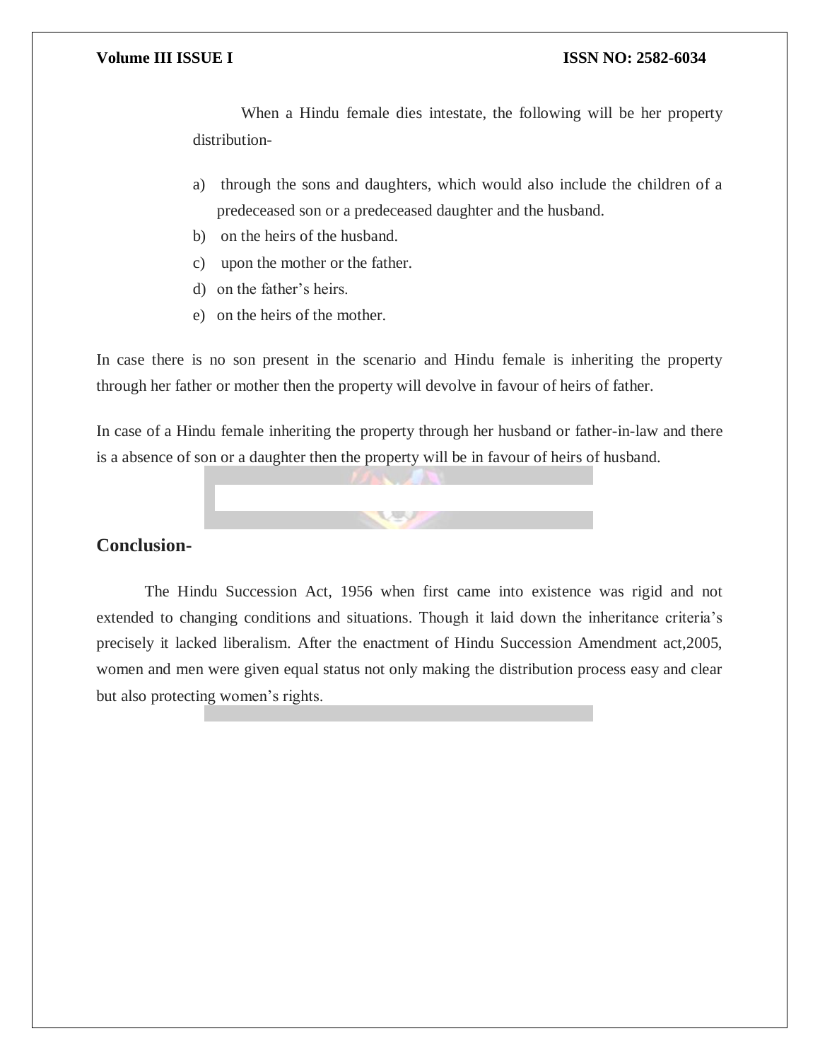When a Hindu female dies intestate, the following will be her property distribution-

a) through the sons and daughters, which would also include the children of a predeceased son or a predeceased daughter and the husband.
b) on the heirs of the husband.
c) upon the mother or the father.
d) on the father's heirs.
e) on the heirs of the mother.

In case there is no son present in the scenario and Hindu female is inheriting the property through her father or mother then the property will devolve in favour of heirs of father.

In case of a Hindu female inheriting the property through her husband or father-in-law and there is a absence of son or a daughter then the property will be in favour of heirs of husband.

## Conclusion-

The Hindu Succession Act, 1956 when first came into existence was rigid and not extended to changing conditions and situations. Though it laid down the inheritance criteria's precisely it lacked liberalism. After the enactment of Hindu Succession Amendment act,2005, women and men were given equal status not only making the distribution process easy and clear but also protecting women's rights.